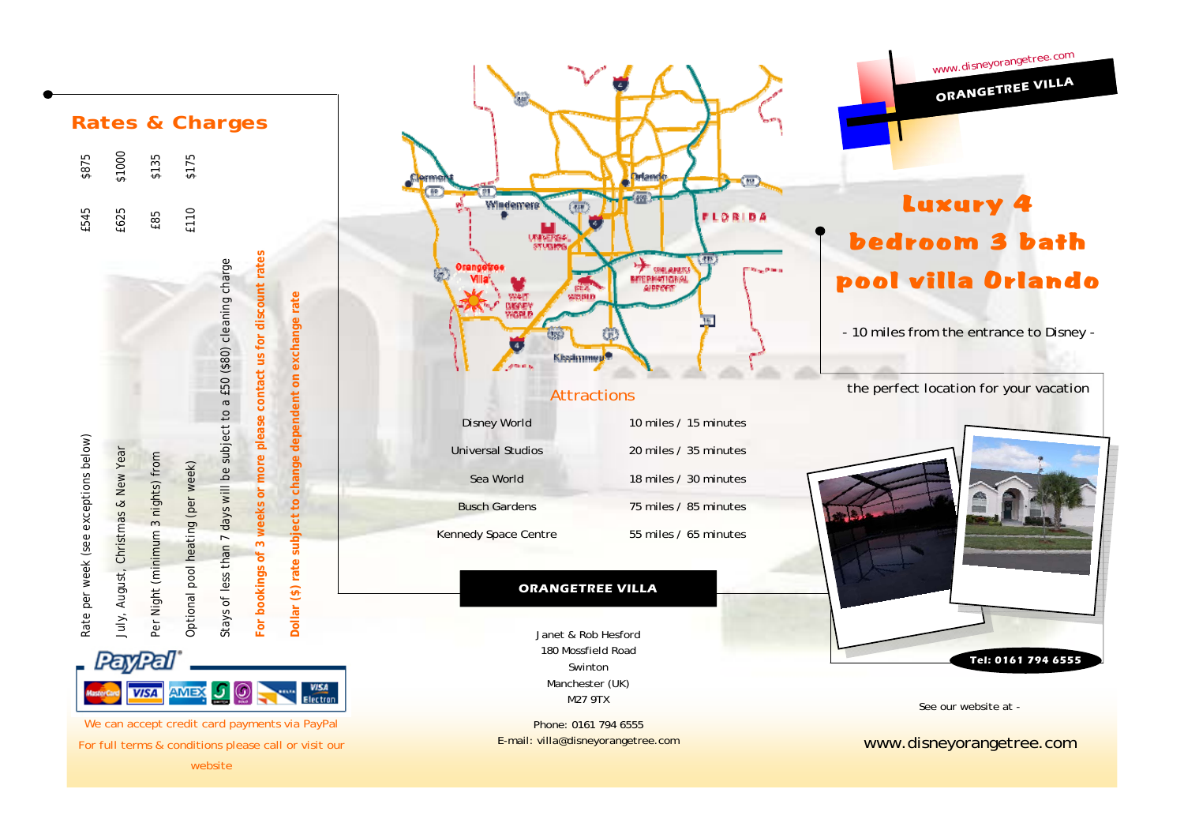## Rates & Charges

| | £ | $ |
|---|---|---|
| Rate per week (see exceptions below) | £545 | $875 |
| July, August, Christmas & New Year | £625 | $1000 |
| Per Night (minimum 3 nights) from | £85 | $135 |
| Optional pool heating (per week) | £110 | $175 |

Stays of less than 7 days will be subject to a £50 ($80) cleaning charge

**For bookings of 3 weeks or more please contact us for discount rates**

**Dollar ($) rate subject to change dependent on exchange rate**

We can accept credit card payments via PayPal

For full terms & conditions please call or visit our website

## Attractions

| | |
|---|---|
| Disney World | 10 miles / 15 minutes |
| Universal Studios | 20 miles / 35 minutes |
| Sea World | 18 miles / 30 minutes |
| Busch Gardens | 75 miles / 85 minutes |
| Kennedy Space Centre | 55 miles / 65 minutes |

**ORANGETREE VILLA**

Janet & Rob Hesford
180 Mossfield Road
Swinton
Manchester (UK)
M27 9TX

Phone: 0161 794 6555
E-mail: villa@disneyorangetree.com

www.disneyorangetree.com

**ORANGETREE VILLA**

# Luxury 4 bedroom 3 bath pool villa Orlando

- 10 miles from the entrance to Disney -

the perfect location for your vacation

**Tel: 0161 794 6555**

See our website at -

www.disneyorangetree.com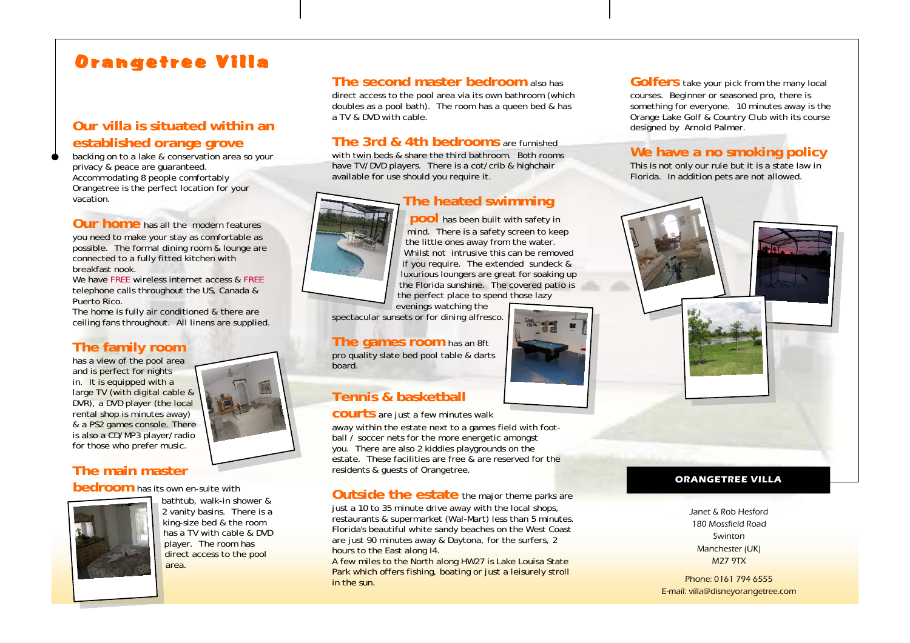# Orangetree Villa

## Our villa is situated within an established orange grove

backing on to a lake & conservation area so your privacy & peace are guaranteed. Accommodating 8 people comfortably Orangetree is the perfect location for your vacation.

**Our home** has all the modern features you need to make your stay as comfortable as possible. The formal dining room & lounge are connected to a fully fitted kitchen with breakfast nook.

We have FREE wireless internet access & FREE telephone calls throughout the US, Canada & Puerto Rico.

The home is fully air conditioned & there are ceiling fans throughout. All linens are supplied.

**The family room** has a view of the pool area and is perfect for nights in. It is equipped with a large TV (with digital cable & DVR), a DVD player (the local rental shop is minutes away) & a PS2 games console. There is also a CD/MP3 player/radio for those who prefer music.

**The main master bedroom** has its own en-suite with bathtub, walk-in shower & 2 vanity basins. There is a king-size bed & the room has a TV with cable & DVD player. The room has direct access to the pool area.

**The second master bedroom** also has direct access to the pool area via its own bathroom (which doubles as a pool bath). The room has a queen bed & has a TV & DVD with cable.

**The 3rd & 4th bedrooms** are furnished with twin beds & share the third bathroom. Both rooms have TV/DVD players. There is a cot/crib & highchair available for use should you require it.

**The heated swimming pool** has been built with safety in mind. There is a safety screen to keep the little ones away from the water. Whilst not intrusive this can be removed if you require. The extended sundeck & luxurious loungers are great for soaking up the Florida sunshine. The covered patio is the perfect place to spend those lazy evenings watching the spectacular sunsets or for dining alfresco.

**The games room** has an 8ft pro quality slate bed pool table & darts board.

**Tennis & basketball courts** are just a few minutes walk away within the estate next to a games field with foot-ball / soccer nets for the more energetic amongst you. There are also 2 kiddies playgrounds on the estate. These facilities are free & are reserved for the residents & guests of Orangetree.

**Outside the estate** the major theme parks are just a 10 to 35 minute drive away with the local shops, restaurants & supermarket (Wal-Mart) less than 5 minutes. Florida's beautiful white sandy beaches on the West Coast are just 90 minutes away & Daytona, for the surfers, 2 hours to the East along I4.

A few miles to the North along HW27 is Lake Louisa State Park which offers fishing, boating or just a leisurely stroll in the sun.

**Golfers** take your pick from the many local courses. Beginner or seasoned pro, there is something for everyone. 10 minutes away is the Orange Lake Golf & Country Club with its course designed by Arnold Palmer.

**We have a no smoking policy**

This is not only our rule but it is a state law in Florida. In addition pets are not allowed.

**ORANGETREE VILLA**

*Janet & Rob Hesford*
*180 Mossfield Road*
*Swinton*
*Manchester (UK)*
*M27 9TX*

*Phone: 0161 794 6555*
*E-mail: villa@disneyorangetree.com*